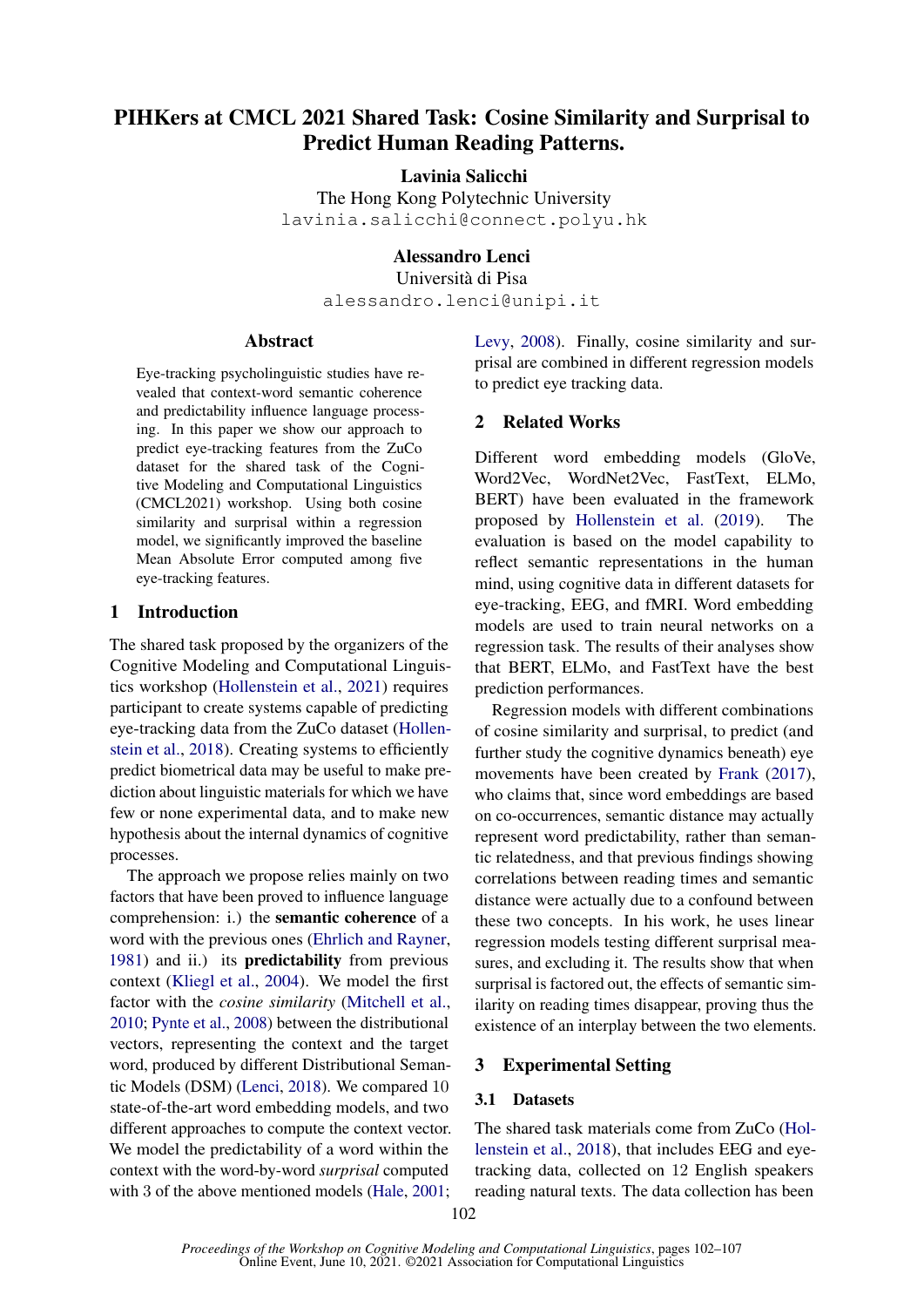# PIHKers at CMCL 2021 Shared Task: Cosine Similarity and Surprisal to Predict Human Reading Patterns.

**Lavinia Salicchi**
The Hong Kong Polytechnic University
lavinia.salicchi@connect.polyu.hk

**Alessandro Lenci**
Università di Pisa
alessandro.lenci@unipi.it

## Abstract

Eye-tracking psycholinguistic studies have revealed that context-word semantic coherence and predictability influence language processing. In this paper we show our approach to predict eye-tracking features from the ZuCo dataset for the shared task of the Cognitive Modeling and Computational Linguistics (CMCL2021) workshop. Using both cosine similarity and surprisal within a regression model, we significantly improved the baseline Mean Absolute Error computed among five eye-tracking features.

## 1 Introduction

The shared task proposed by the organizers of the Cognitive Modeling and Computational Linguistics workshop (Hollenstein et al., 2021) requires participant to create systems capable of predicting eye-tracking data from the ZuCo dataset (Hollenstein et al., 2018). Creating systems to efficiently predict biometrical data may be useful to make prediction about linguistic materials for which we have few or none experimental data, and to make new hypothesis about the internal dynamics of cognitive processes.

The approach we propose relies mainly on two factors that have been proved to influence language comprehension: i.) the **semantic coherence** of a word with the previous ones (Ehrlich and Rayner, 1981) and ii.) its **predictability** from previous context (Kliegl et al., 2004). We model the first factor with the *cosine similarity* (Mitchell et al., 2010; Pynte et al., 2008) between the distributional vectors, representing the context and the target word, produced by different Distributional Semantic Models (DSM) (Lenci, 2018). We compared 10 state-of-the-art word embedding models, and two different approaches to compute the context vector. We model the predictability of a word within the context with the word-by-word *surprisal* computed with 3 of the above mentioned models (Hale, 2001; Levy, 2008). Finally, cosine similarity and surprisal are combined in different regression models to predict eye tracking data.

## 2 Related Works

Different word embedding models (GloVe, Word2Vec, WordNet2Vec, FastText, ELMo, BERT) have been evaluated in the framework proposed by Hollenstein et al. (2019). The evaluation is based on the model capability to reflect semantic representations in the human mind, using cognitive data in different datasets for eye-tracking, EEG, and fMRI. Word embedding models are used to train neural networks on a regression task. The results of their analyses show that BERT, ELMo, and FastText have the best prediction performances.

Regression models with different combinations of cosine similarity and surprisal, to predict (and further study the cognitive dynamics beneath) eye movements have been created by Frank (2017), who claims that, since word embeddings are based on co-occurrences, semantic distance may actually represent word predictability, rather than semantic relatedness, and that previous findings showing correlations between reading times and semantic distance were actually due to a confound between these two concepts. In his work, he uses linear regression models testing different surprisal measures, and excluding it. The results show that when surprisal is factored out, the effects of semantic similarity on reading times disappear, proving thus the existence of an interplay between the two elements.

## 3 Experimental Setting

### 3.1 Datasets

The shared task materials come from ZuCo (Hollenstein et al., 2018), that includes EEG and eye-tracking data, collected on 12 English speakers reading natural texts. The data collection has been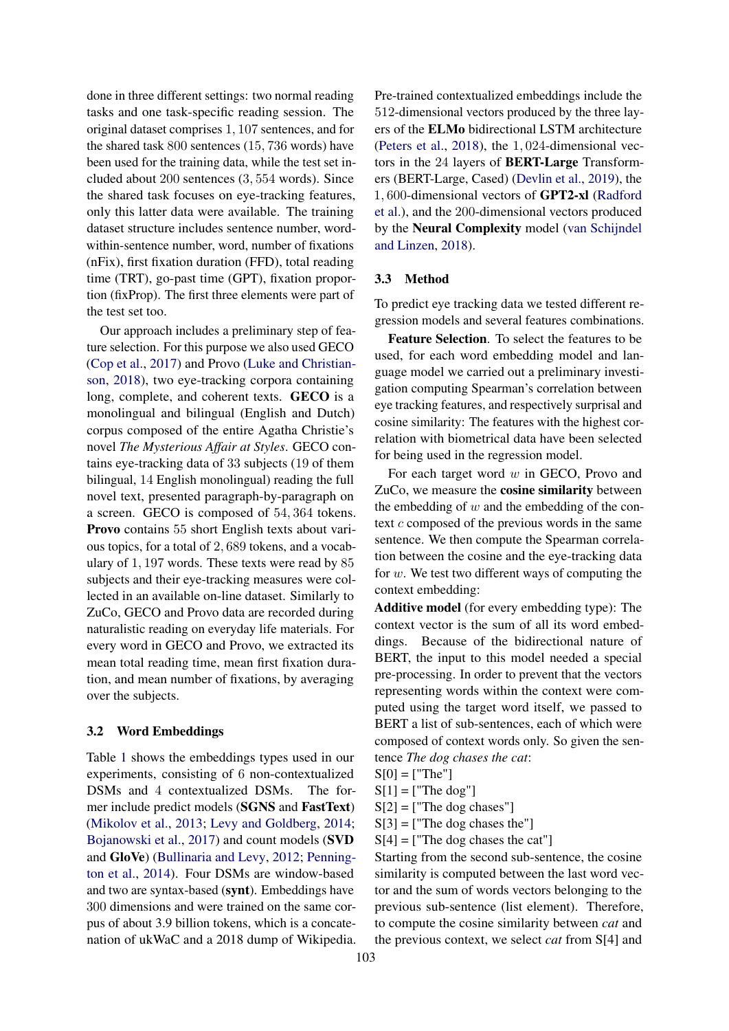done in three different settings: two normal reading tasks and one task-specific reading session. The original dataset comprises $1,107$ sentences, and for the shared task $800$ sentences ($15,736$ words) have been used for the training data, while the test set included about $200$ sentences ($3,554$ words). Since the shared task focuses on eye-tracking features, only this latter data were available. The training dataset structure includes sentence number, word-within-sentence number, word, number of fixations (nFix), first fixation duration (FFD), total reading time (TRT), go-past time (GPT), fixation proportion (fixProp). The first three elements were part of the test set too.

Our approach includes a preliminary step of feature selection. For this purpose we also used GECO (Cop et al., 2017) and Provo (Luke and Christianson, 2018), two eye-tracking corpora containing long, complete, and coherent texts. **GECO** is a monolingual and bilingual (English and Dutch) corpus composed of the entire Agatha Christie's novel *The Mysterious Affair at Styles*. GECO contains eye-tracking data of $33$ subjects ($19$ of them bilingual, $14$ English monolingual) reading the full novel text, presented paragraph-by-paragraph on a screen. GECO is composed of $54,364$ tokens. **Provo** contains $55$ short English texts about various topics, for a total of $2,689$ tokens, and a vocabulary of $1,197$ words. These texts were read by $85$ subjects and their eye-tracking measures were collected in an available on-line dataset. Similarly to ZuCo, GECO and Provo data are recorded during naturalistic reading on everyday life materials. For every word in GECO and Provo, we extracted its mean total reading time, mean first fixation duration, and mean number of fixations, by averaging over the subjects.

### 3.2 Word Embeddings

Table 1 shows the embeddings types used in our experiments, consisting of $6$ non-contextualized DSMs and $4$ contextualized DSMs. The former include predict models (**SGNS** and **FastText**) (Mikolov et al., 2013; Levy and Goldberg, 2014; Bojanowski et al., 2017) and count models (**SVD** and **GloVe**) (Bullinaria and Levy, 2012; Pennington et al., 2014). Four DSMs are window-based and two are syntax-based (**synt**). Embeddings have $300$ dimensions and were trained on the same corpus of about 3.9 billion tokens, which is a concatenation of ukWaC and a 2018 dump of Wikipedia.

Pre-trained contextualized embeddings include the $512$-dimensional vectors produced by the three layers of the **ELMo** bidirectional LSTM architecture (Peters et al., 2018), the $1,024$-dimensional vectors in the 24 layers of **BERT-Large** Transformers (BERT-Large, Cased) (Devlin et al., 2019), the $1,600$-dimensional vectors of **GPT2-xl** (Radford et al.), and the 200-dimensional vectors produced by the **Neural Complexity** model (van Schijndel and Linzen, 2018).

### 3.3 Method

To predict eye tracking data we tested different regression models and several features combinations.

**Feature Selection**. To select the features to be used, for each word embedding model and language model we carried out a preliminary investigation computing Spearman's correlation between eye tracking features, and respectively surprisal and cosine similarity: The features with the highest correlation with biometrical data have been selected for being used in the regression model.

For each target word $w$ in GECO, Provo and ZuCo, we measure the **cosine similarity** between the embedding of $w$ and the embedding of the context $c$ composed of the previous words in the same sentence. We then compute the Spearman correlation between the cosine and the eye-tracking data for $w$. We test two different ways of computing the context embedding:

**Additive model** (for every embedding type): The context vector is the sum of all its word embeddings. Because of the bidirectional nature of BERT, the input to this model needed a special pre-processing. In order to prevent that the vectors representing words within the context were computed using the target word itself, we passed to BERT a list of sub-sentences, each of which were composed of context words only. So given the sentence *The dog chases the cat*:

S[0] = ["The"]
S[1] = ["The dog"]
S[2] = ["The dog chases"]
S[3] = ["The dog chases the"]
S[4] = ["The dog chases the cat"]

Starting from the second sub-sentence, the cosine similarity is computed between the last word vector and the sum of words vectors belonging to the previous sub-sentence (list element). Therefore, to compute the cosine similarity between *cat* and the previous context, we select *cat* from S[4] and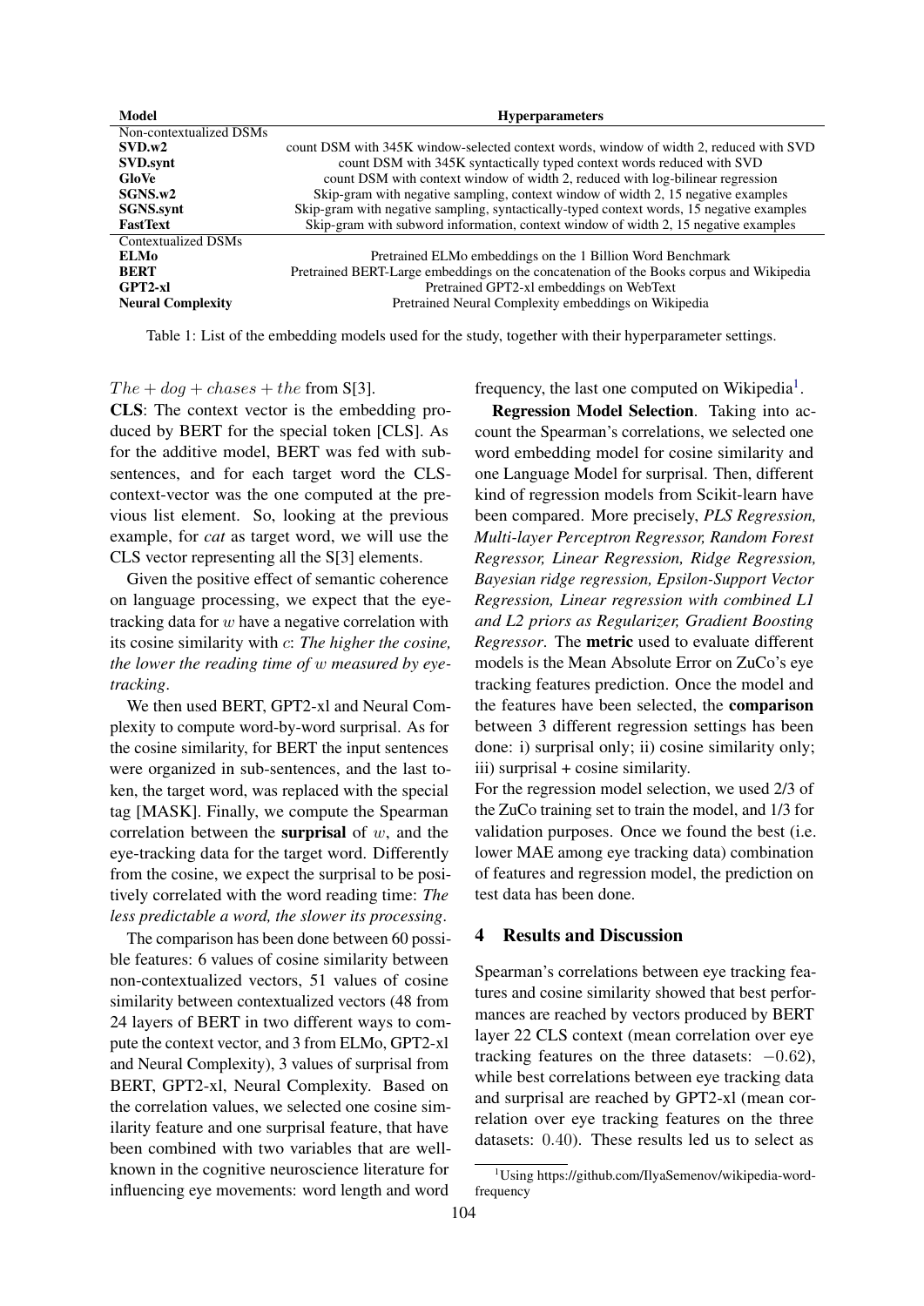| Model | Hyperparameters |
|---|---|
| Non-contextualized DSMs | |
| **SVD.w2** | count DSM with 345K window-selected context words, window of width 2, reduced with SVD |
| **SVD.synt** | count DSM with 345K syntactically typed context words reduced with SVD |
| **GloVe** | count DSM with context window of width 2, reduced with log-bilinear regression |
| **SGNS.w2** | Skip-gram with negative sampling, context window of width 2, 15 negative examples |
| **SGNS.synt** | Skip-gram with negative sampling, syntactically-typed context words, 15 negative examples |
| **FastText** | Skip-gram with subword information, context window of width 2, 15 negative examples |
| Contextualized DSMs | |
| **ELMo** | Pretrained ELMo embeddings on the 1 Billion Word Benchmark |
| **BERT** | Pretrained BERT-Large embeddings on the concatenation of the Books corpus and Wikipedia |
| **GPT2-xl** | Pretrained GPT2-xl embeddings on WebText |
| **Neural Complexity** | Pretrained Neural Complexity embeddings on Wikipedia |

Table 1: List of the embedding models used for the study, together with their hyperparameter settings.

$The + dog + chases + the$ from S[3].

**CLS**: The context vector is the embedding produced by BERT for the special token [CLS]. As for the additive model, BERT was fed with subsentences, and for each target word the CLS-context-vector was the one computed at the previous list element. So, looking at the previous example, for *cat* as target word, we will use the CLS vector representing all the S[3] elements.

Given the positive effect of semantic coherence on language processing, we expect that the eye-tracking data for $w$ have a negative correlation with its cosine similarity with $c$: *The higher the cosine, the lower the reading time of* $w$ *measured by eye-tracking*.

We then used BERT, GPT2-xl and Neural Complexity to compute word-by-word surprisal. As for the cosine similarity, for BERT the input sentences were organized in sub-sentences, and the last token, the target word, was replaced with the special tag [MASK]. Finally, we compute the Spearman correlation between the **surprisal** of $w$, and the eye-tracking data for the target word. Differently from the cosine, we expect the surprisal to be positively correlated with the word reading time: *The less predictable a word, the slower its processing*.

The comparison has been done between 60 possible features: 6 values of cosine similarity between non-contextualized vectors, 51 values of cosine similarity between contextualized vectors (48 from 24 layers of BERT in two different ways to compute the context vector, and 3 from ELMo, GPT2-xl and Neural Complexity), 3 values of surprisal from BERT, GPT2-xl, Neural Complexity. Based on the correlation values, we selected one cosine similarity feature and one surprisal feature, that have been combined with two variables that are well-known in the cognitive neuroscience literature for influencing eye movements: word length and word frequency, the last one computed on Wikipedia[1].

**Regression Model Selection**. Taking into account the Spearman's correlations, we selected one word embedding model for cosine similarity and one Language Model for surprisal. Then, different kind of regression models from Scikit-learn have been compared. More precisely, *PLS Regression, Multi-layer Perceptron Regressor, Random Forest Regressor, Linear Regression, Ridge Regression, Bayesian ridge regression, Epsilon-Support Vector Regression, Linear regression with combined L1 and L2 priors as Regularizer, Gradient Boosting Regressor*. The **metric** used to evaluate different models is the Mean Absolute Error on ZuCo's eye tracking features prediction. Once the model and the features have been selected, the **comparison** between 3 different regression settings has been done: i) surprisal only; ii) cosine similarity only; iii) surprisal + cosine similarity.

For the regression model selection, we used 2/3 of the ZuCo training set to train the model, and 1/3 for validation purposes. Once we found the best (i.e. lower MAE among eye tracking data) combination of features and regression model, the prediction on test data has been done.

## 4 Results and Discussion

Spearman's correlations between eye tracking features and cosine similarity showed that best performances are reached by vectors produced by BERT layer 22 CLS context (mean correlation over eye tracking features on the three datasets: $-0.62$), while best correlations between eye tracking data and surprisal are reached by GPT2-xl (mean correlation over eye tracking features on the three datasets: $0.40$). These results led us to select as

[1] Using https://github.com/IlyaSemenov/wikipedia-word-frequency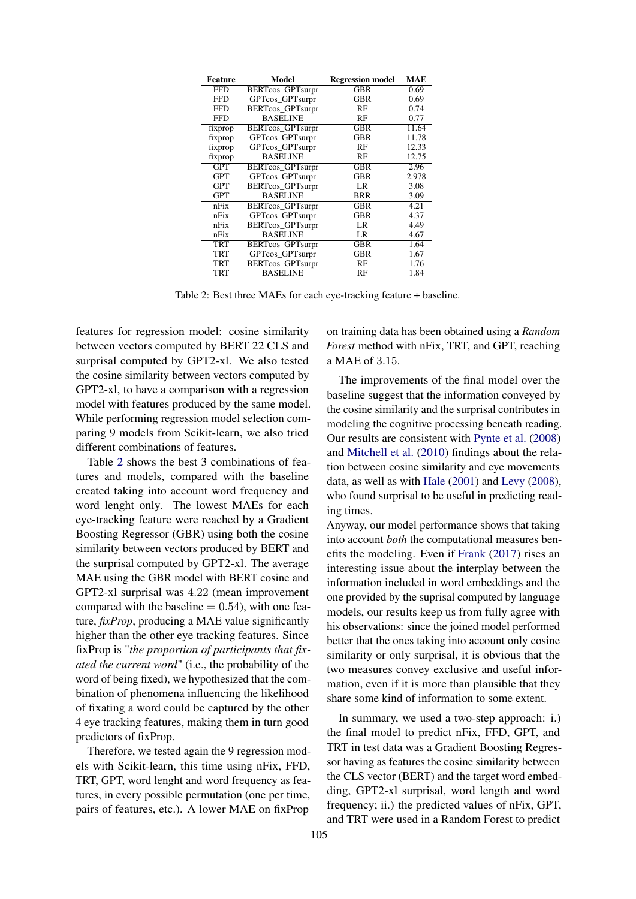| Feature | Model | Regression model | MAE |
|---|---|---|---|
| FFD | BERTcos_GPTsurpr | GBR | 0.69 |
| FFD | GPTcos_GPTsurpr | GBR | 0.69 |
| FFD | BERTcos_GPTsurpr | RF | 0.74 |
| FFD | BASELINE | RF | 0.77 |
| fixprop | BERTcos_GPTsurpr | GBR | 11.64 |
| fixprop | GPTcos_GPTsurpr | GBR | 11.78 |
| fixprop | GPTcos_GPTsurpr | RF | 12.33 |
| fixprop | BASELINE | RF | 12.75 |
| GPT | BERTcos_GPTsurpr | GBR | 2.96 |
| GPT | GPTcos_GPTsurpr | GBR | 2.978 |
| GPT | BERTcos_GPTsurpr | LR | 3.08 |
| GPT | BASELINE | BRR | 3.09 |
| nFix | BERTcos_GPTsurpr | GBR | 4.21 |
| nFix | GPTcos_GPTsurpr | GBR | 4.37 |
| nFix | BERTcos_GPTsurpr | LR | 4.49 |
| nFix | BASELINE | LR | 4.67 |
| TRT | BERTcos_GPTsurpr | GBR | 1.64 |
| TRT | GPTcos_GPTsurpr | GBR | 1.67 |
| TRT | BERTcos_GPTsurpr | RF | 1.76 |
| TRT | BASELINE | RF | 1.84 |

Table 2: Best three MAEs for each eye-tracking feature + baseline.

features for regression model: cosine similarity between vectors computed by BERT 22 CLS and surprisal computed by GPT2-xl. We also tested the cosine similarity between vectors computed by GPT2-xl, to have a comparison with a regression model with features produced by the same model. While performing regression model selection comparing 9 models from Scikit-learn, we also tried different combinations of features.

Table 2 shows the best 3 combinations of features and models, compared with the baseline created taking into account word frequency and word lenght only. The lowest MAEs for each eye-tracking feature were reached by a Gradient Boosting Regressor (GBR) using both the cosine similarity between vectors produced by BERT and the surprisal computed by GPT2-xl. The average MAE using the GBR model with BERT cosine and GPT2-xl surprisal was $4.22$ (mean improvement compared with the baseline $= 0.54$), with one feature, *fixProp*, producing a MAE value significantly higher than the other eye tracking features. Since fixProp is "*the proportion of participants that fixated the current word*" (i.e., the probability of the word of being fixed), we hypothesized that the combination of phenomena influencing the likelihood of fixating a word could be captured by the other 4 eye tracking features, making them in turn good predictors of fixProp.

Therefore, we tested again the 9 regression models with Scikit-learn, this time using nFix, FFD, TRT, GPT, word lenght and word frequency as features, in every possible permutation (one per time, pairs of features, etc.). A lower MAE on fixProp on training data has been obtained using a *Random Forest* method with nFix, TRT, and GPT, reaching a MAE of $3.15$.

The improvements of the final model over the baseline suggest that the information conveyed by the cosine similarity and the surprisal contributes in modeling the cognitive processing beneath reading. Our results are consistent with Pynte et al. (2008) and Mitchell et al. (2010) findings about the relation between cosine similarity and eye movements data, as well as with Hale (2001) and Levy (2008), who found surprisal to be useful in predicting reading times.
Anyway, our model performance shows that taking into account *both* the computational measures benefits the modeling. Even if Frank (2017) rises an interesting issue about the interplay between the information included in word embeddings and the one provided by the suprisal computed by language models, our results keep us from fully agree with his observations: since the joined model performed better that the ones taking into account only cosine similarity or only surprisal, it is obvious that the two measures convey exclusive and useful information, even if it is more than plausible that they share some kind of information to some extent.

In summary, we used a two-step approach: i.) the final model to predict nFix, FFD, GPT, and TRT in test data was a Gradient Boosting Regressor having as features the cosine similarity between the CLS vector (BERT) and the target word embedding, GPT2-xl surprisal, word length and word frequency; ii.) the predicted values of nFix, GPT, and TRT were used in a Random Forest to predict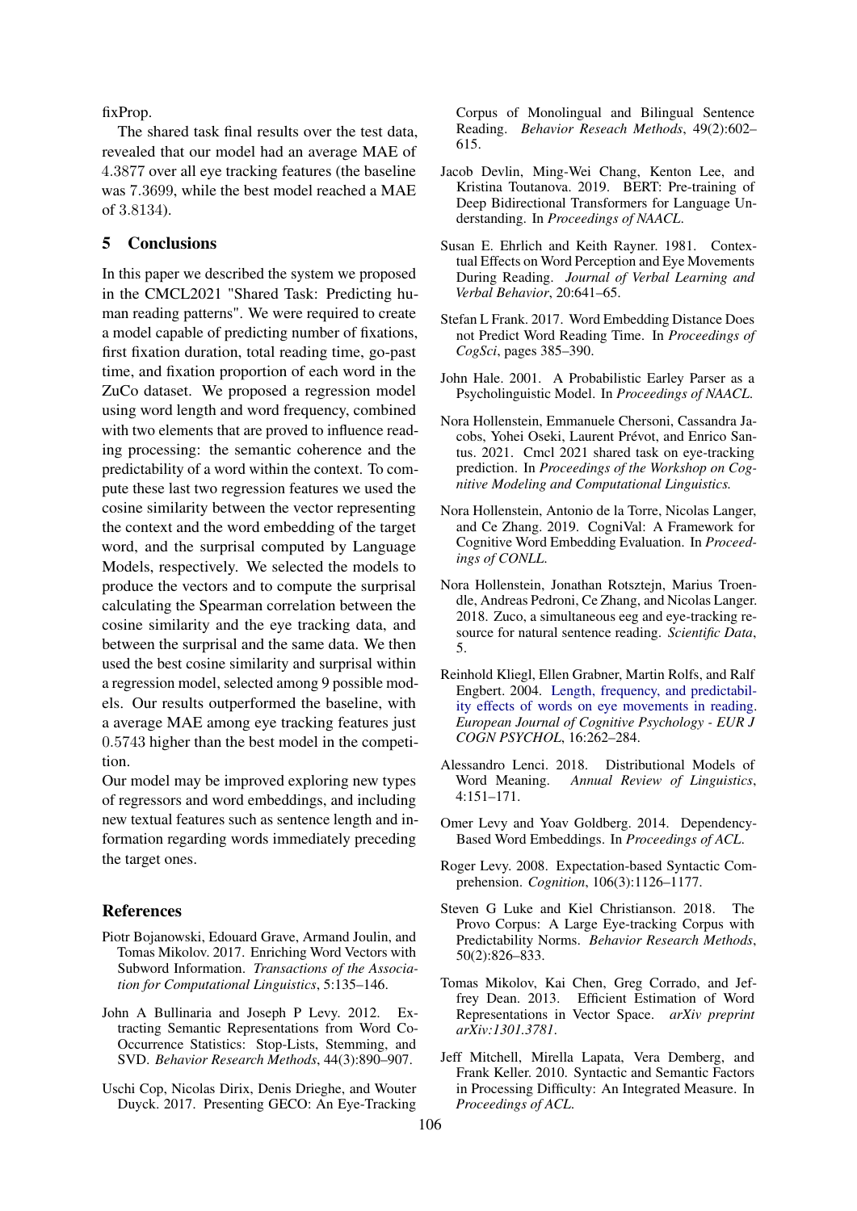fixProp.

The shared task final results over the test data, revealed that our model had an average MAE of 4.3877 over all eye tracking features (the baseline was 7.3699, while the best model reached a MAE of 3.8134).

## 5 Conclusions

In this paper we described the system we proposed in the CMCL2021 "Shared Task: Predicting human reading patterns". We were required to create a model capable of predicting number of fixations, first fixation duration, total reading time, go-past time, and fixation proportion of each word in the ZuCo dataset. We proposed a regression model using word length and word frequency, combined with two elements that are proved to influence reading processing: the semantic coherence and the predictability of a word within the context. To compute these last two regression features we used the cosine similarity between the vector representing the context and the word embedding of the target word, and the surprisal computed by Language Models, respectively. We selected the models to produce the vectors and to compute the surprisal calculating the Spearman correlation between the cosine similarity and the eye tracking data, and between the surprisal and the same data. We then used the best cosine similarity and surprisal within a regression model, selected among 9 possible models. Our results outperformed the baseline, with a average MAE among eye tracking features just 0.5743 higher than the best model in the competition.

Our model may be improved exploring new types of regressors and word embeddings, and including new textual features such as sentence length and information regarding words immediately preceding the target ones.

## References

Piotr Bojanowski, Edouard Grave, Armand Joulin, and Tomas Mikolov. 2017. Enriching Word Vectors with Subword Information. *Transactions of the Association for Computational Linguistics*, 5:135–146.

John A Bullinaria and Joseph P Levy. 2012. Extracting Semantic Representations from Word Co-Occurrence Statistics: Stop-Lists, Stemming, and SVD. *Behavior Research Methods*, 44(3):890–907.

Uschi Cop, Nicolas Dirix, Denis Drieghe, and Wouter Duyck. 2017. Presenting GECO: An Eye-Tracking Corpus of Monolingual and Bilingual Sentence Reading. *Behavior Reseach Methods*, 49(2):602–615.

Jacob Devlin, Ming-Wei Chang, Kenton Lee, and Kristina Toutanova. 2019. BERT: Pre-training of Deep Bidirectional Transformers for Language Understanding. In *Proceedings of NAACL*.

Susan E. Ehrlich and Keith Rayner. 1981. Contextual Effects on Word Perception and Eye Movements During Reading. *Journal of Verbal Learning and Verbal Behavior*, 20:641–65.

Stefan L Frank. 2017. Word Embedding Distance Does not Predict Word Reading Time. In *Proceedings of CogSci*, pages 385–390.

John Hale. 2001. A Probabilistic Earley Parser as a Psycholinguistic Model. In *Proceedings of NAACL*.

Nora Hollenstein, Emmanuele Chersoni, Cassandra Jacobs, Yohei Oseki, Laurent Prévot, and Enrico Santus. 2021. Cmcl 2021 shared task on eye-tracking prediction. In *Proceedings of the Workshop on Cognitive Modeling and Computational Linguistics.*

Nora Hollenstein, Antonio de la Torre, Nicolas Langer, and Ce Zhang. 2019. CogniVal: A Framework for Cognitive Word Embedding Evaluation. In *Proceedings of CONLL*.

Nora Hollenstein, Jonathan Rotsztejn, Marius Troendle, Andreas Pedroni, Ce Zhang, and Nicolas Langer. 2018. Zuco, a simultaneous eeg and eye-tracking resource for natural sentence reading. *Scientific Data*, 5.

Reinhold Kliegl, Ellen Grabner, Martin Rolfs, and Ralf Engbert. 2004. Length, frequency, and predictability effects of words on eye movements in reading. *European Journal of Cognitive Psychology - EUR J COGN PSYCHOL*, 16:262–284.

Alessandro Lenci. 2018. Distributional Models of Word Meaning. *Annual Review of Linguistics*, 4:151–171.

Omer Levy and Yoav Goldberg. 2014. Dependency-Based Word Embeddings. In *Proceedings of ACL*.

Roger Levy. 2008. Expectation-based Syntactic Comprehension. *Cognition*, 106(3):1126–1177.

Steven G Luke and Kiel Christianson. 2018. The Provo Corpus: A Large Eye-tracking Corpus with Predictability Norms. *Behavior Research Methods*, 50(2):826–833.

Tomas Mikolov, Kai Chen, Greg Corrado, and Jeffrey Dean. 2013. Efficient Estimation of Word Representations in Vector Space. *arXiv preprint arXiv:1301.3781*.

Jeff Mitchell, Mirella Lapata, Vera Demberg, and Frank Keller. 2010. Syntactic and Semantic Factors in Processing Difficulty: An Integrated Measure. In *Proceedings of ACL*.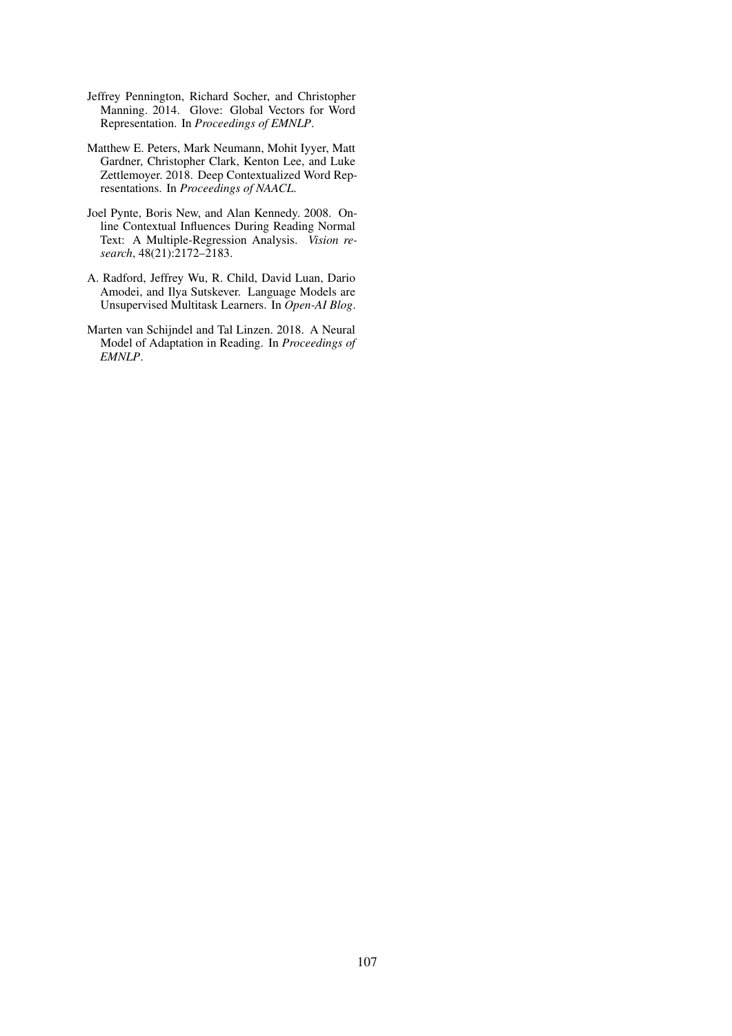Jeffrey Pennington, Richard Socher, and Christopher Manning. 2014. Glove: Global Vectors for Word Representation. In *Proceedings of EMNLP*.

Matthew E. Peters, Mark Neumann, Mohit Iyyer, Matt Gardner, Christopher Clark, Kenton Lee, and Luke Zettlemoyer. 2018. Deep Contextualized Word Representations. In *Proceedings of NAACL*.

Joel Pynte, Boris New, and Alan Kennedy. 2008. Online Contextual Influences During Reading Normal Text: A Multiple-Regression Analysis. *Vision research*, 48(21):2172–2183.

A. Radford, Jeffrey Wu, R. Child, David Luan, Dario Amodei, and Ilya Sutskever. Language Models are Unsupervised Multitask Learners. In *Open-AI Blog*.

Marten van Schijndel and Tal Linzen. 2018. A Neural Model of Adaptation in Reading. In *Proceedings of EMNLP*.